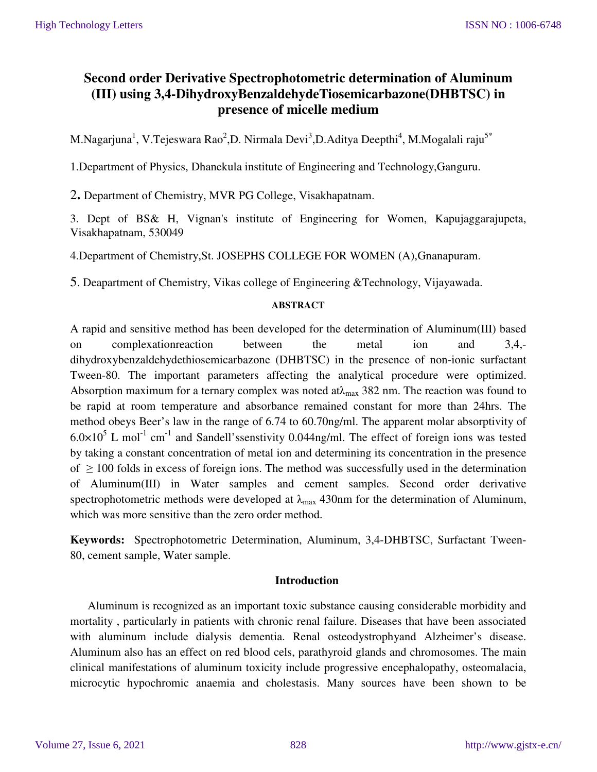# Second order Derivative Spectrophotometric determination of Aluminum (III) using 3,4-DihydroxyBenzaldehydeTiosemicarbazone(DHBTSC) in presence of micelle medium

M.Nagarjuna[1], V.Tejeswara Rao[2],D. Nirmala Devi[3],D.Aditya Deepthi[4], M.Mogalali raju[5*]

1.Department of Physics, Dhanekula institute of Engineering and Technology,Ganguru.

2. Department of Chemistry, MVR PG College, Visakhapatnam.

3. Dept of BS& H, Vignan's institute of Engineering for Women, Kapujaggarajupeta, Visakhapatnam, 530049

4.Department of Chemistry,St. JOSEPHS COLLEGE FOR WOMEN (A),Gnanapuram.

5. Deapartment of Chemistry, Vikas college of Engineering &Technology, Vijayawada.

## ABSTRACT

A rapid and sensitive method has been developed for the determination of Aluminum(III) based on complexationreaction between the metal ion and 3,4,-dihydroxybenzaldehydethiosemicarbazone (DHBTSC) in the presence of non-ionic surfactant Tween-80. The important parameters affecting the analytical procedure were optimized. Absorption maximum for a ternary complex was noted at$\lambda_{max}$ 382 nm. The reaction was found to be rapid at room temperature and absorbance remained constant for more than 24hrs. The method obeys Beer's law in the range of 6.74 to 60.70ng/ml. The apparent molar absorptivity of $6.0\times10^5$ L $mol^{-1}$ $cm^{-1}$ and Sandell'ssenstivity 0.044ng/ml. The effect of foreign ions was tested by taking a constant concentration of metal ion and determining its concentration in the presence of $\geq 100$ folds in excess of foreign ions. The method was successfully used in the determination of Aluminum(III) in Water samples and cement samples. Second order derivative spectrophotometric methods were developed at $\lambda_{max}$ 430nm for the determination of Aluminum, which was more sensitive than the zero order method.

**Keywords:** Spectrophotometric Determination, Aluminum, 3,4-DHBTSC, Surfactant Tween-80, cement sample, Water sample.

## Introduction

Aluminum is recognized as an important toxic substance causing considerable morbidity and mortality , particularly in patients with chronic renal failure. Diseases that have been associated with aluminum include dialysis dementia. Renal osteodystrophyand Alzheimer's disease. Aluminum also has an effect on red blood cels, parathyroid glands and chromosomes. The main clinical manifestations of aluminum toxicity include progressive encephalopathy, osteomalacia, microcytic hypochromic anaemia and cholestasis. Many sources have been shown to be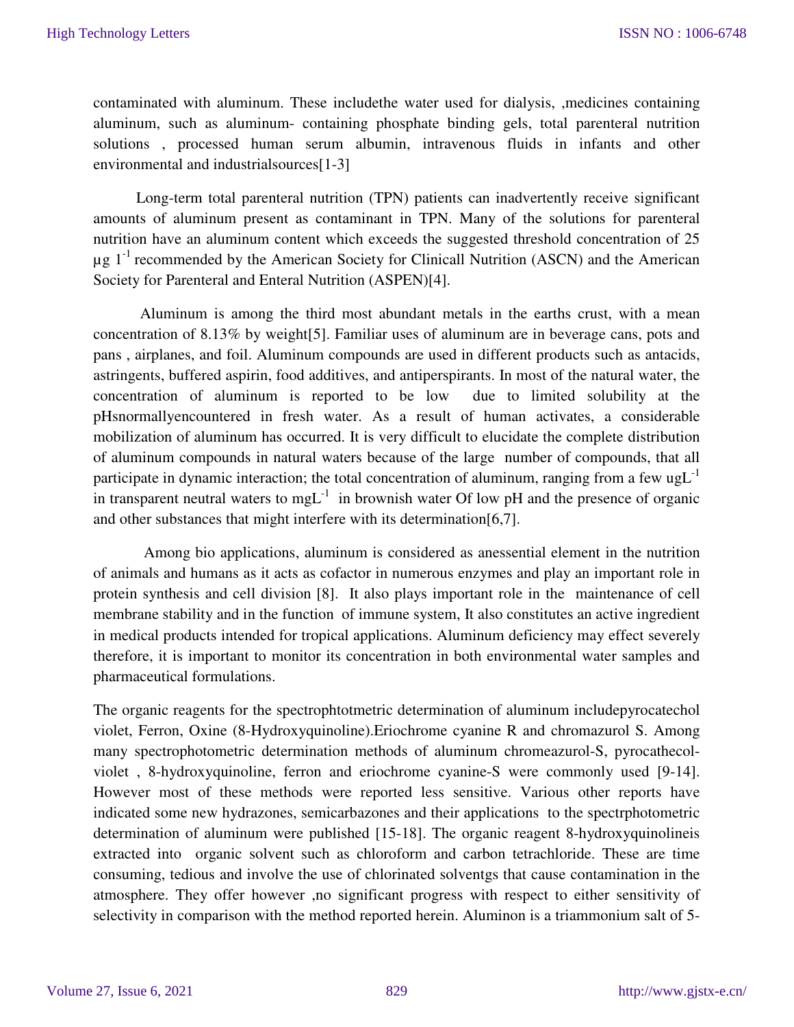contaminated with aluminum. These includethe water used for dialysis, ,medicines containing aluminum, such as aluminum- containing phosphate binding gels, total parenteral nutrition solutions , processed human serum albumin, intravenous fluids in infants and other environmental and industrialsources[1-3]

Long-term total parenteral nutrition (TPN) patients can inadvertently receive significant amounts of aluminum present as contaminant in TPN. Many of the solutions for parenteral nutrition have an aluminum content which exceeds the suggested threshold concentration of 25 µg $1^{-1}$ recommended by the American Society for Clinicall Nutrition (ASCN) and the American Society for Parenteral and Enteral Nutrition (ASPEN)[4].

Aluminum is among the third most abundant metals in the earths crust, with a mean concentration of 8.13% by weight[5]. Familiar uses of aluminum are in beverage cans, pots and pans , airplanes, and foil. Aluminum compounds are used in different products such as antacids, astringents, buffered aspirin, food additives, and antiperspirants. In most of the natural water, the concentration of aluminum is reported to be low due to limited solubility at the pHsnormallyencountered in fresh water. As a result of human activates, a considerable mobilization of aluminum has occurred. It is very difficult to elucidate the complete distribution of aluminum compounds in natural waters because of the large number of compounds, that all participate in dynamic interaction; the total concentration of aluminum, ranging from a few $ugL^{-1}$ in transparent neutral waters to $mgL^{-1}$ in brownish water Of low pH and the presence of organic and other substances that might interfere with its determination[6,7].

Among bio applications, aluminum is considered as anessential element in the nutrition of animals and humans as it acts as cofactor in numerous enzymes and play an important role in protein synthesis and cell division [8]. It also plays important role in the maintenance of cell membrane stability and in the function of immune system, It also constitutes an active ingredient in medical products intended for tropical applications. Aluminum deficiency may effect severely therefore, it is important to monitor its concentration in both environmental water samples and pharmaceutical formulations.

The organic reagents for the spectrophtotmetric determination of aluminum includepyrocatechol violet, Ferron, Oxine (8-Hydroxyquinoline).Eriochrome cyanine R and chromazurol S. Among many spectrophotometric determination methods of aluminum chromeazurol-S, pyrocathecol-violet , 8-hydroxyquinoline, ferron and eriochrome cyanine-S were commonly used [9-14]. However most of these methods were reported less sensitive. Various other reports have indicated some new hydrazones, semicarbazones and their applications to the spectrphotometric determination of aluminum were published [15-18]. The organic reagent 8-hydroxyquinolineis extracted into organic solvent such as chloroform and carbon tetrachloride. These are time consuming, tedious and involve the use of chlorinated solventgs that cause contamination in the atmosphere. They offer however ,no significant progress with respect to either sensitivity of selectivity in comparison with the method reported herein. Aluminon is a triammonium salt of 5-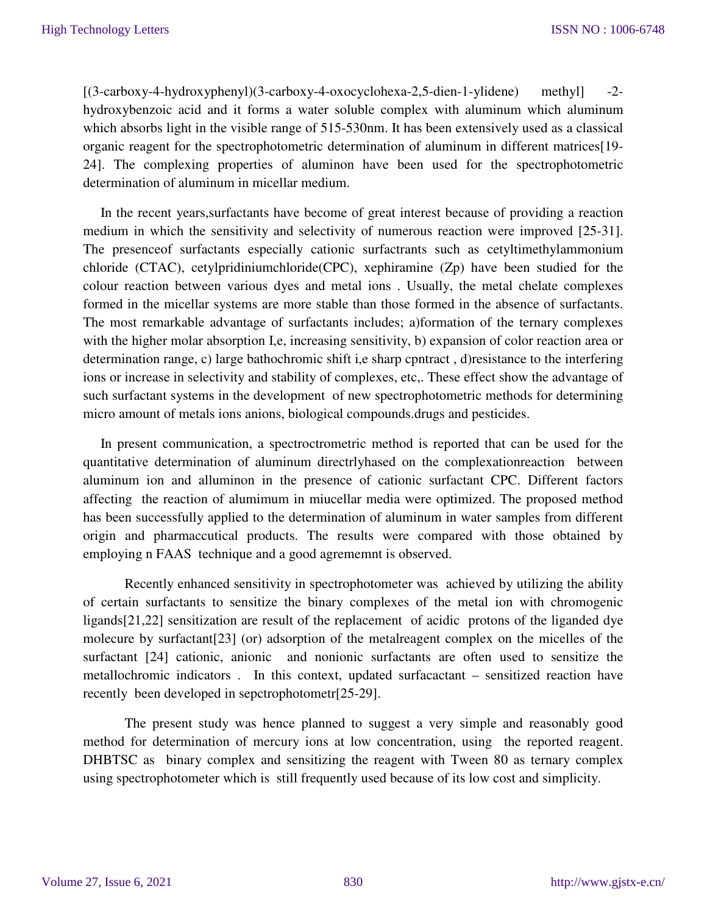[(3-carboxy-4-hydroxyphenyl)(3-carboxy-4-oxocyclohexa-2,5-dien-1-ylidene) methyl] -2-hydroxybenzoic acid and it forms a water soluble complex with aluminum which aluminum which absorbs light in the visible range of 515-530nm. It has been extensively used as a classical organic reagent for the spectrophotometric determination of aluminum in different matrices[19-24]. The complexing properties of aluminon have been used for the spectrophotometric determination of aluminum in micellar medium.

In the recent years,surfactants have become of great interest because of providing a reaction medium in which the sensitivity and selectivity of numerous reaction were improved [25-31]. The presenceof surfactants especially cationic surfactrants such as cetyltimethylammonium chloride (CTAC), cetylpridiniumchloride(CPC), xephiramine (Zp) have been studied for the colour reaction between various dyes and metal ions . Usually, the metal chelate complexes formed in the micellar systems are more stable than those formed in the absence of surfactants. The most remarkable advantage of surfactants includes; a)formation of the ternary complexes with the higher molar absorption I,e, increasing sensitivity, b) expansion of color reaction area or determination range, c) large bathochromic shift i,e sharp cpntract , d)resistance to the interfering ions or increase in selectivity and stability of complexes, etc,. These effect show the advantage of such surfactant systems in the development of new spectrophotometric methods for determining micro amount of metals ions anions, biological compounds.drugs and pesticides.

In present communication, a spectroctrometric method is reported that can be used for the quantitative determination of aluminum directrlyhased on the complexationreaction between aluminum ion and alluminon in the presence of cationic surfactant CPC. Different factors affecting the reaction of alumimum in miucellar media were optimized. The proposed method has been successfully applied to the determination of aluminum in water samples from different origin and pharmaccutical products. The results were compared with those obtained by employing n FAAS technique and a good agremennt is observed.

Recently enhanced sensitivity in spectrophotometer was achieved by utilizing the ability of certain surfactants to sensitize the binary complexes of the metal ion with chromogenic ligands[21,22] sensitization are result of the replacement of acidic protons of the liganded dye molecure by surfactant[23] (or) adsorption of the metalreagent complex on the micelles of the surfactant [24] cationic, anionic and nonionic surfactants are often used to sensitize the metallochromic indicators . In this context, updated surfacactant – sensitized reaction have recently been developed in sepctrophotometr[25-29].

The present study was hence planned to suggest a very simple and reasonably good method for determination of mercury ions at low concentration, using the reported reagent. DHBTSC as binary complex and sensitizing the reagent with Tween 80 as ternary complex using spectrophotometer which is still frequently used because of its low cost and simplicity.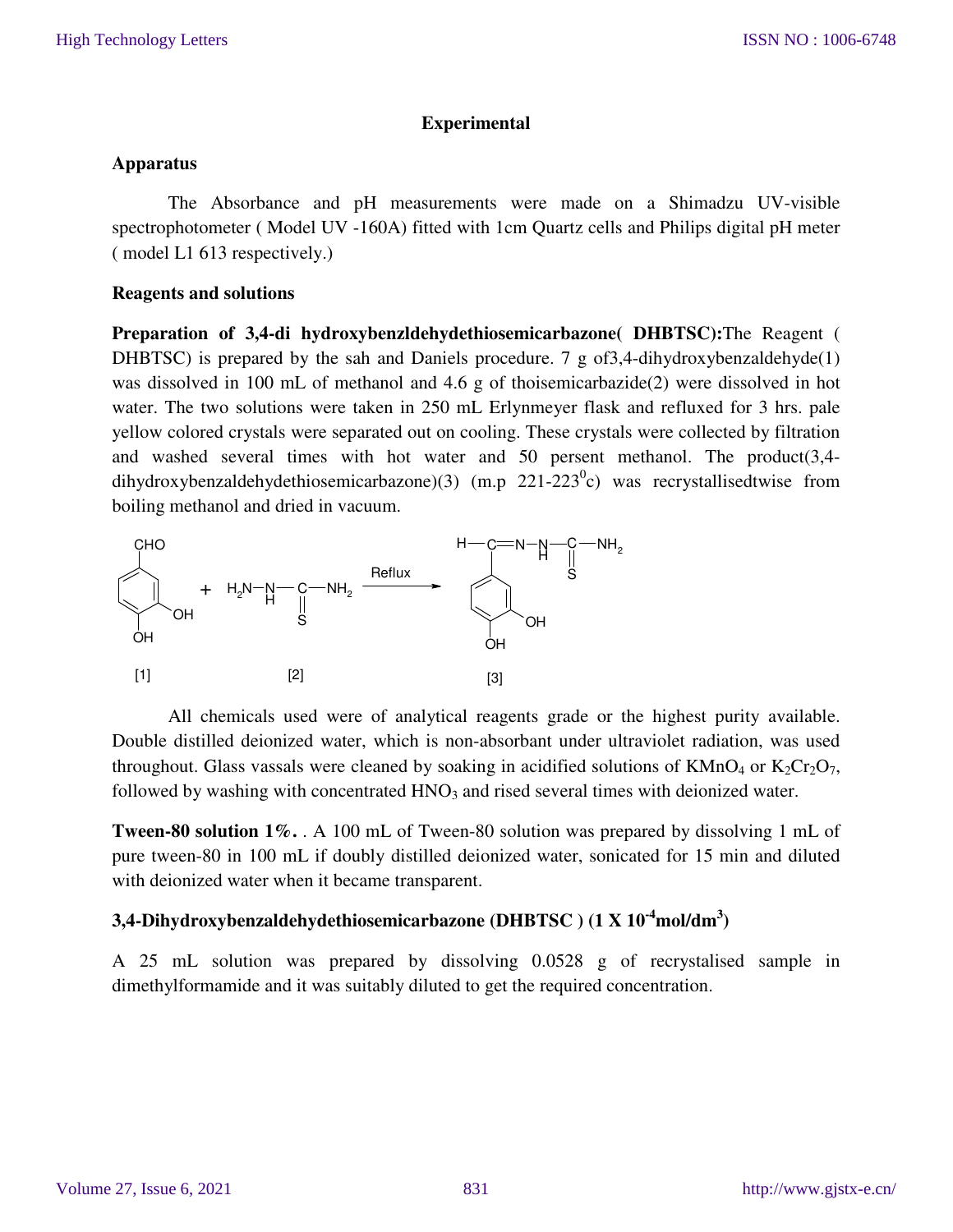## Experimental

### Apparatus

The Absorbance and pH measurements were made on a Shimadzu UV-visible spectrophotometer ( Model UV -160A) fitted with 1cm Quartz cells and Philips digital pH meter ( model L1 613 respectively.)

### Reagents and solutions

**Preparation of 3,4-di hydroxybenzldehydethiosemicarbazone( DHBTSC):**The Reagent ( DHBTSC) is prepared by the sah and Daniels procedure. 7 g of3,4-dihydroxybenzaldehyde(1) was dissolved in 100 mL of methanol and 4.6 g of thoisemicarbazide(2) were dissolved in hot water. The two solutions were taken in 250 mL Erlynmeyer flask and refluxed for 3 hrs. pale yellow colored crystals were separated out on cooling. These crystals were collected by filtration and washed several times with hot water and 50 persent methanol. The product(3,4-dihydroxybenzaldehydethiosemicarbazone)(3) (m.p 221-223$^0$c) was recrystallisedtwise from boiling methanol and dried in vacuum.

[1] + [2] —Reflux→ [3]

All chemicals used were of analytical reagents grade or the highest purity available. Double distilled deionized water, which is non-absorbant under ultraviolet radiation, was used throughout. Glass vassals were cleaned by soaking in acidified solutions of $KMnO_4$ or $K_2Cr_2O_7$, followed by washing with concentrated $HNO_3$ and rised several times with deionized water.

**Tween-80 solution 1%.** . A 100 mL of Tween-80 solution was prepared by dissolving 1 mL of pure tween-80 in 100 mL if doubly distilled deionized water, sonicated for 15 min and diluted with deionized water when it became transparent.

### 3,4-Dihydroxybenzaldehydethiosemicarbazone (DHBTSC ) (1 X 10$^{-4}$mol/dm$^3$)

A 25 mL solution was prepared by dissolving 0.0528 g of recrystalised sample in dimethylformamide and it was suitably diluted to get the required concentration.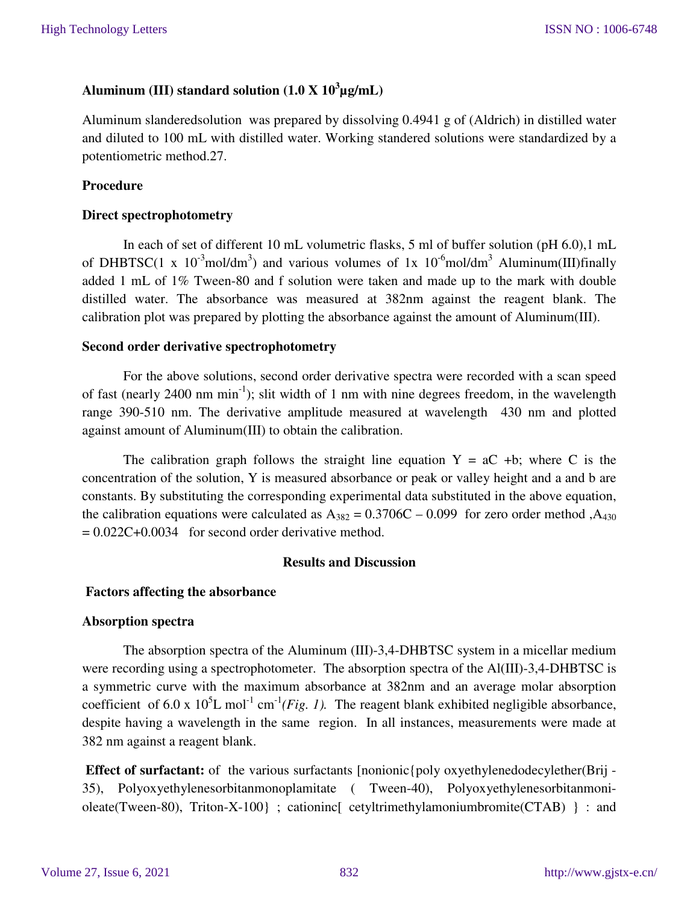### Aluminum (III) standard solution (1.0 X $10^3$µg/mL)

Aluminum slanderedsolution was prepared by dissolving 0.4941 g of (Aldrich) in distilled water and diluted to 100 mL with distilled water. Working standered solutions were standardized by a potentiometric method.27.

### Procedure

### Direct spectrophotometry

In each of set of different 10 mL volumetric flasks, 5 ml of buffer solution (pH 6.0),1 mL of DHBTSC(1 x $10^{-3}$mol/dm$^3$) and various volumes of 1x $10^{-6}$mol/dm$^3$ Aluminum(III)finally added 1 mL of 1% Tween-80 and f solution were taken and made up to the mark with double distilled water. The absorbance was measured at 382nm against the reagent blank. The calibration plot was prepared by plotting the absorbance against the amount of Aluminum(III).

### Second order derivative spectrophotometry

For the above solutions, second order derivative spectra were recorded with a scan speed of fast (nearly 2400 nm min$^{-1}$); slit width of 1 nm with nine degrees freedom, in the wavelength range 390-510 nm. The derivative amplitude measured at wavelength 430 nm and plotted against amount of Aluminum(III) to obtain the calibration.

The calibration graph follows the straight line equation Y = aC +b; where C is the concentration of the solution, Y is measured absorbance or peak or valley height and a and b are constants. By substituting the corresponding experimental data substituted in the above equation, the calibration equations were calculated as $A_{382} = 0.3706C - 0.099$ for zero order method ,$A_{430} = 0.022C+0.0034$ for second order derivative method.

## Results and Discussion

### Factors affecting the absorbance

### Absorption spectra

The absorption spectra of the Aluminum (III)-3,4-DHBTSC system in a micellar medium were recording using a spectrophotometer. The absorption spectra of the Al(III)-3,4-DHBTSC is a symmetric curve with the maximum absorbance at 382nm and an average molar absorption coefficient of 6.0 x $10^5$L mol$^{-1}$ cm$^{-1}$*(Fig. 1).* The reagent blank exhibited negligible absorbance, despite having a wavelength in the same region. In all instances, measurements were made at 382 nm against a reagent blank.

**Effect of surfactant:** of the various surfactants [nonionic{poly oxyethylenedodecylether(Brij -35), Polyoxyethylenesorbitanmonoplamitate ( Tween-40), Polyoxyethylenesorbitanmoni-oleate(Tween-80), Triton-X-100} ; cationinc[ cetyltrimethylamoniumbromite(CTAB) } : and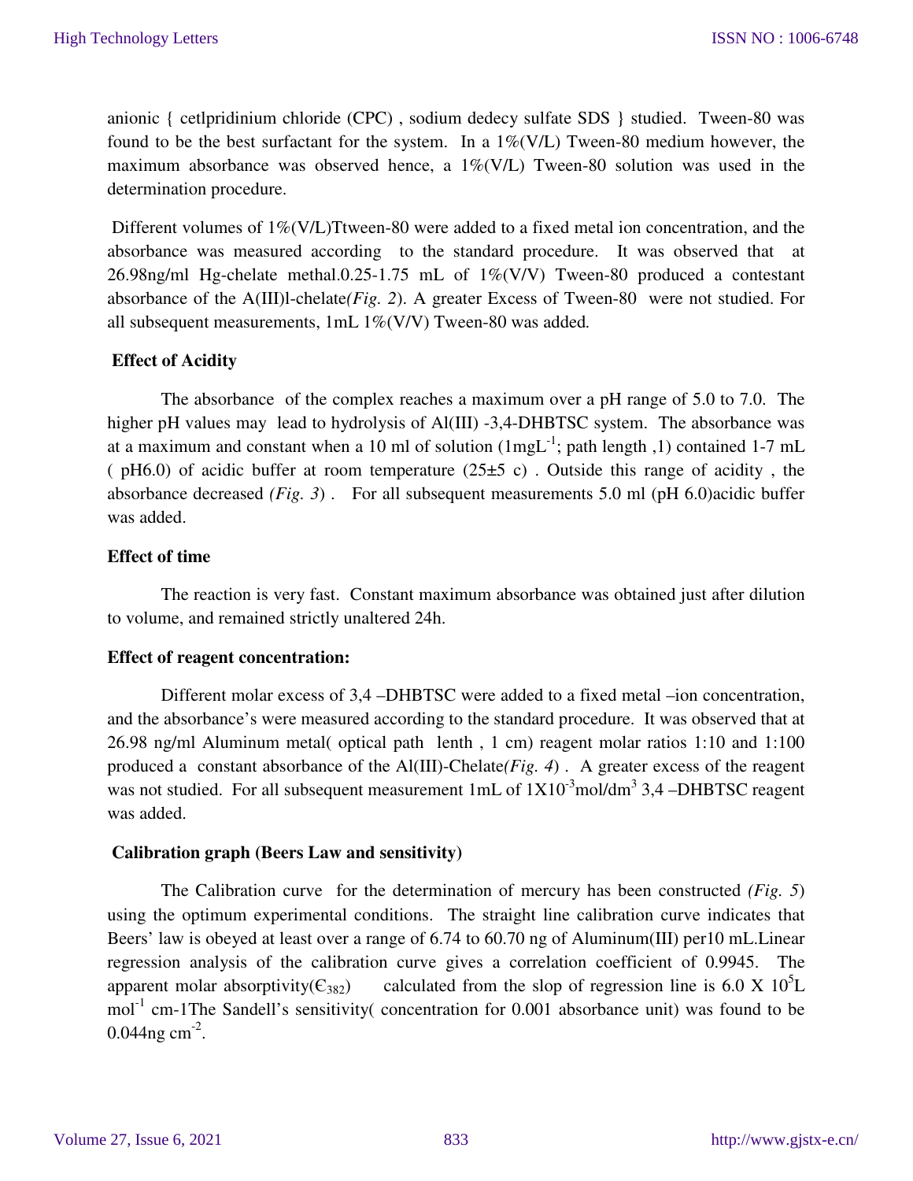anionic { cetlpridinium chloride (CPC) , sodium dedecy sulfate SDS } studied. Tween-80 was found to be the best surfactant for the system. In a 1%(V/L) Tween-80 medium however, the maximum absorbance was observed hence, a 1%(V/L) Tween-80 solution was used in the determination procedure.

Different volumes of 1%(V/L)Ttween-80 were added to a fixed metal ion concentration, and the absorbance was measured according to the standard procedure. It was observed that at 26.98ng/ml Hg-chelate methal.0.25-1.75 mL of 1%(V/V) Tween-80 produced a contestant absorbance of the A(III)l-chelate*(Fig. 2*). A greater Excess of Tween-80 were not studied. For all subsequent measurements, 1mL 1%(V/V) Tween-80 was added*.*

### Effect of Acidity

The absorbance of the complex reaches a maximum over a pH range of 5.0 to 7.0. The higher pH values may lead to hydrolysis of Al(III) -3,4-DHBTSC system. The absorbance was at a maximum and constant when a 10 ml of solution (1mgL$^{-1}$; path length ,1) contained 1-7 mL ( pH6.0) of acidic buffer at room temperature (25±5 c) . Outside this range of acidity , the absorbance decreased *(Fig. 3*) . For all subsequent measurements 5.0 ml (pH 6.0)acidic buffer was added.

### Effect of time

The reaction is very fast. Constant maximum absorbance was obtained just after dilution to volume, and remained strictly unaltered 24h.

### Effect of reagent concentration:

Different molar excess of 3,4 –DHBTSC were added to a fixed metal –ion concentration, and the absorbance's were measured according to the standard procedure. It was observed that at 26.98 ng/ml Aluminum metal( optical path lenth , 1 cm) reagent molar ratios 1:10 and 1:100 produced a constant absorbance of the Al(III)-Chelate*(Fig. 4*) . A greater excess of the reagent was not studied. For all subsequent measurement 1mL of 1X10$^{-3}$mol/dm$^{3}$ 3,4 –DHBTSC reagent was added.

### Calibration graph (Beers Law and sensitivity)

The Calibration curve for the determination of mercury has been constructed *(Fig. 5*) using the optimum experimental conditions. The straight line calibration curve indicates that Beers' law is obeyed at least over a range of 6.74 to 60.70 ng of Aluminum(III) per10 mL.Linear regression analysis of the calibration curve gives a correlation coefficient of 0.9945. The apparent molar absorptivity($\epsilon_{382}$) calculated from the slop of regression line is 6.0 X 10$^{5}$L mol$^{-1}$ cm-1The Sandell's sensitivity( concentration for 0.001 absorbance unit) was found to be 0.044ng cm$^{-2}$.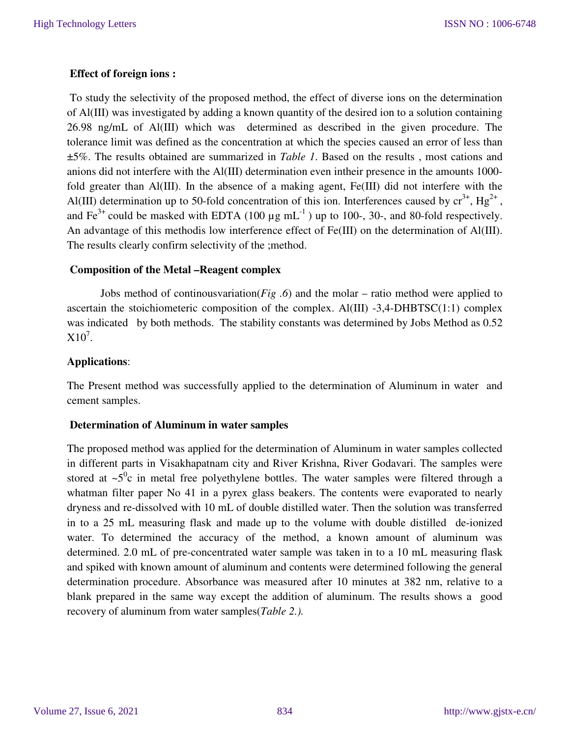**Effect of foreign ions :**

To study the selectivity of the proposed method, the effect of diverse ions on the determination of Al(III) was investigated by adding a known quantity of the desired ion to a solution containing 26.98 ng/mL of Al(III) which was determined as described in the given procedure. The tolerance limit was defined as the concentration at which the species caused an error of less than ±5%. The results obtained are summarized in *Table 1*. Based on the results , most cations and anions did not interfere with the Al(III) determination even intheir presence in the amounts 1000-fold greater than Al(III). In the absence of a making agent, Fe(III) did not interfere with the Al(III) determination up to 50-fold concentration of this ion. Interferences caused by $cr^{3+}$, $Hg^{2+}$, and $Fe^{3+}$ could be masked with EDTA (100 µg $mL^{-1}$ ) up to 100-, 30-, and 80-fold respectively. An advantage of this methodis low interference effect of Fe(III) on the determination of Al(III). The results clearly confirm selectivity of the ;method.

**Composition of the Metal –Reagent complex**

Jobs method of continousvariation(*Fig .6*) and the molar – ratio method were applied to ascertain the stoichiometeric composition of the complex. Al(III) -3,4-DHBTSC(1:1) complex was indicated by both methods. The stability constants was determined by Jobs Method as 0.52 $X10^{7}$.

**Applications**:

The Present method was successfully applied to the determination of Aluminum in water and cement samples.

**Determination of Aluminum in water samples**

The proposed method was applied for the determination of Aluminum in water samples collected in different parts in Visakhapatnam city and River Krishna, River Godavari. The samples were stored at ~$5^{0}$c in metal free polyethylene bottles. The water samples were filtered through a whatman filter paper No 41 in a pyrex glass beakers. The contents were evaporated to nearly dryness and re-dissolved with 10 mL of double distilled water. Then the solution was transferred in to a 25 mL measuring flask and made up to the volume with double distilled de-ionized water. To determined the accuracy of the method, a known amount of aluminum was determined. 2.0 mL of pre-concentrated water sample was taken in to a 10 mL measuring flask and spiked with known amount of aluminum and contents were determined following the general determination procedure. Absorbance was measured after 10 minutes at 382 nm, relative to a blank prepared in the same way except the addition of aluminum. The results shows a good recovery of aluminum from water samples(*Table 2.).*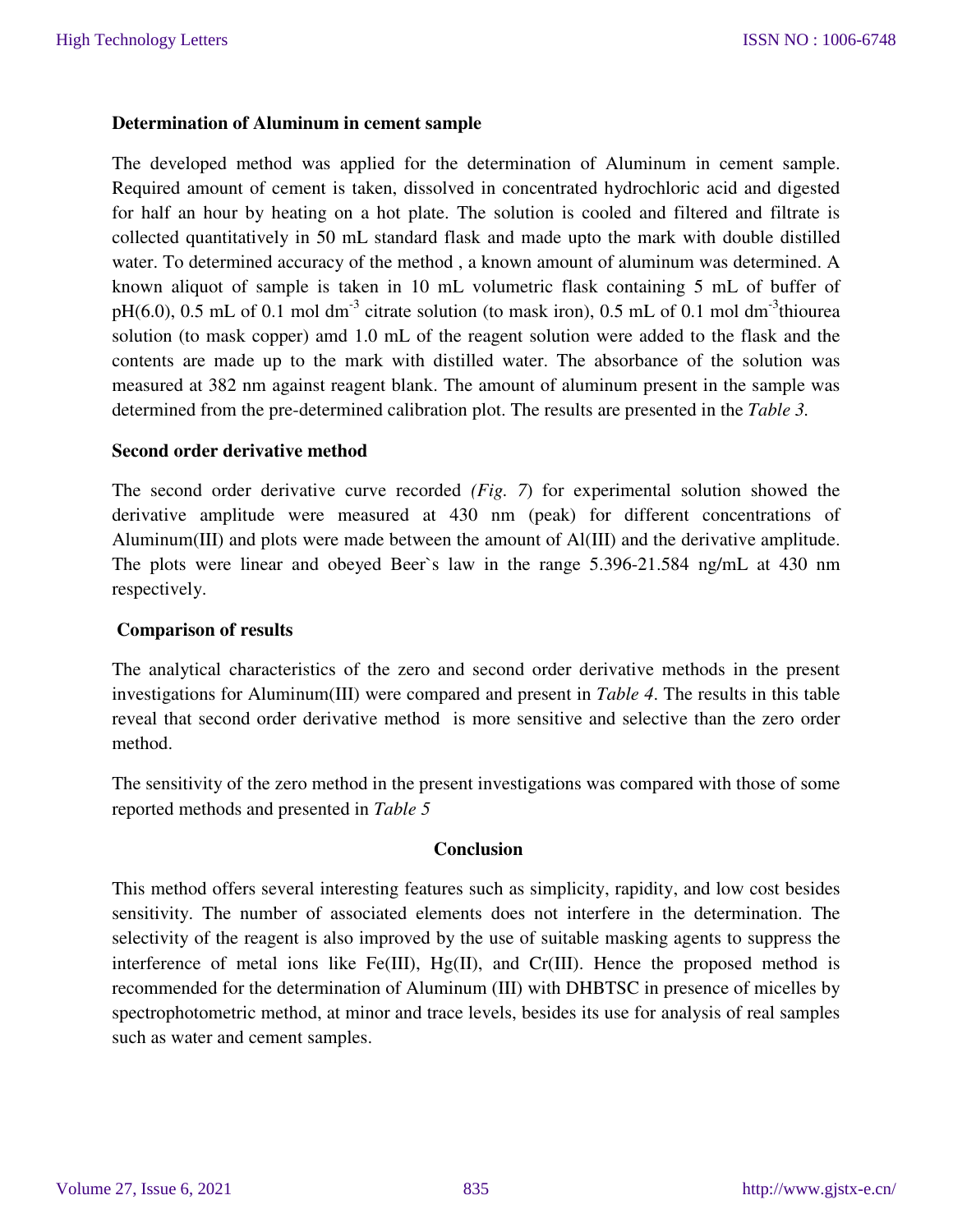**Determination of Aluminum in cement sample**

The developed method was applied for the determination of Aluminum in cement sample. Required amount of cement is taken, dissolved in concentrated hydrochloric acid and digested for half an hour by heating on a hot plate. The solution is cooled and filtered and filtrate is collected quantitatively in 50 mL standard flask and made upto the mark with double distilled water. To determined accuracy of the method , a known amount of aluminum was determined. A known aliquot of sample is taken in 10 mL volumetric flask containing 5 mL of buffer of pH(6.0), 0.5 mL of 0.1 mol $dm^{-3}$ citrate solution (to mask iron), 0.5 mL of 0.1 mol $dm^{-3}$thiourea solution (to mask copper) amd 1.0 mL of the reagent solution were added to the flask and the contents are made up to the mark with distilled water. The absorbance of the solution was measured at 382 nm against reagent blank. The amount of aluminum present in the sample was determined from the pre-determined calibration plot. The results are presented in the *Table 3.*

**Second order derivative method**

The second order derivative curve recorded *(Fig. 7*) for experimental solution showed the derivative amplitude were measured at 430 nm (peak) for different concentrations of Aluminum(III) and plots were made between the amount of Al(III) and the derivative amplitude. The plots were linear and obeyed Beer`s law in the range 5.396-21.584 ng/mL at 430 nm respectively.

**Comparison of results**

The analytical characteristics of the zero and second order derivative methods in the present investigations for Aluminum(III) were compared and present in *Table 4*. The results in this table reveal that second order derivative method is more sensitive and selective than the zero order method.

The sensitivity of the zero method in the present investigations was compared with those of some reported methods and presented in *Table 5*

## Conclusion

This method offers several interesting features such as simplicity, rapidity, and low cost besides sensitivity. The number of associated elements does not interfere in the determination. The selectivity of the reagent is also improved by the use of suitable masking agents to suppress the interference of metal ions like Fe(III), Hg(II), and Cr(III). Hence the proposed method is recommended for the determination of Aluminum (III) with DHBTSC in presence of micelles by spectrophotometric method, at minor and trace levels, besides its use for analysis of real samples such as water and cement samples.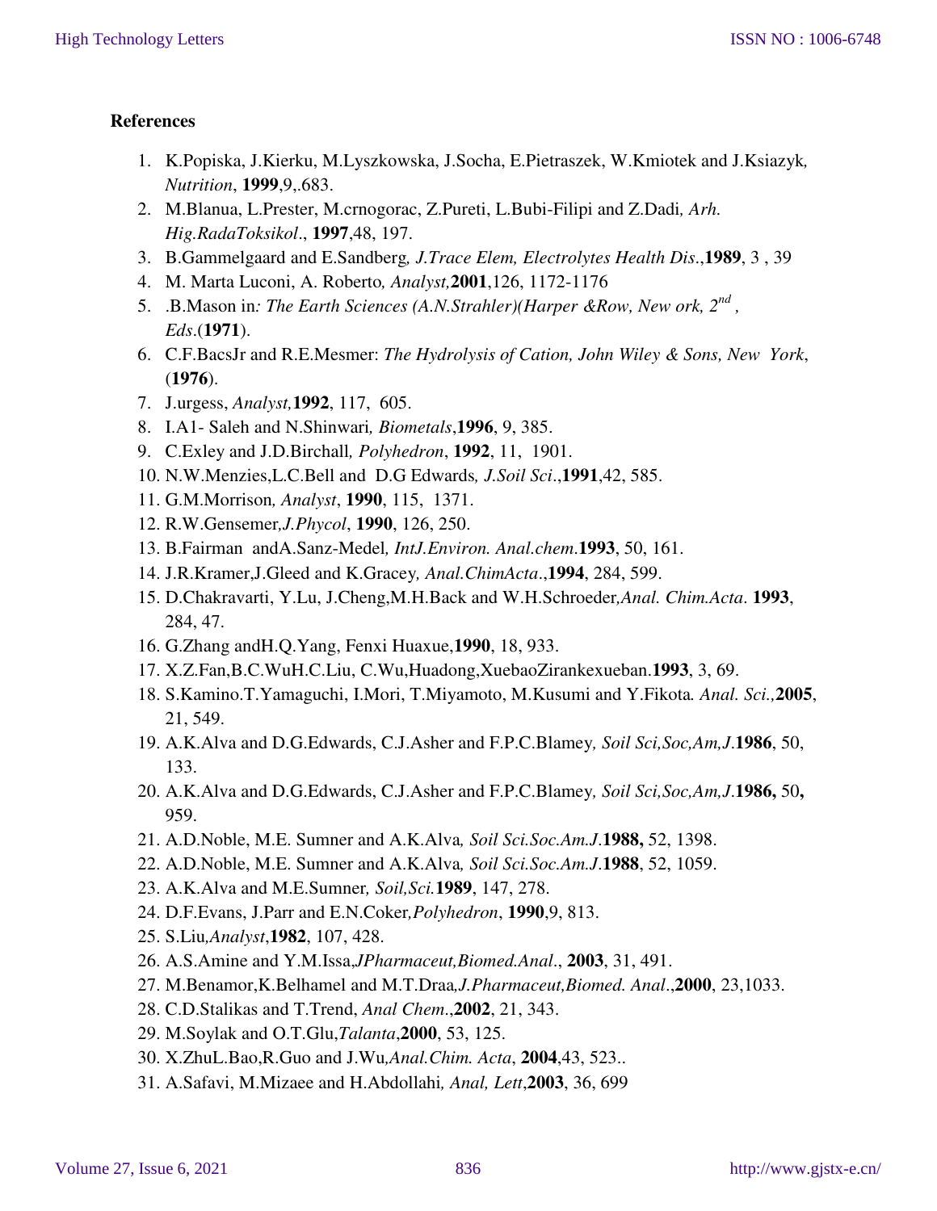**References**

1. K.Popiska, J.Kierku, M.Lyszkowska, J.Socha, E.Pietraszek, W.Kmiotek and J.Ksiazyk*, Nutrition*, **1999**,9,.683.
2. M.Blanua, L.Prester, M.crnogorac, Z.Pureti, L.Bubi-Filipi and Z.Dadi*, Arh. Hig.RadaToksikol*., **1997**,48, 197.
3. B.Gammelgaard and E.Sandberg*, J.Trace Elem, Electrolytes Health Dis*.,**1989**, 3 , 39
4. M. Marta Luconi, A. Roberto*, Analyst,***2001**,126, 1172-1176
5. .B.Mason in*: The Earth Sciences (A.N.Strahler)(Harper &Row, New ork, 2^nd^ , Eds*.(**1971**).
6. C.F.BacsJr and R.E.Mesmer: *The Hydrolysis of Cation, John Wiley & Sons, New York*, (**1976**).
7. J.urgess, *Analyst,***1992**, 117, 605.
8. I.A1- Saleh and N.Shinwari*, Biometals*,**1996**, 9, 385.
9. C.Exley and J.D.Birchall*, Polyhedron*, **1992**, 11, 1901.
10. N.W.Menzies,L.C.Bell and D.G Edwards*, J.Soil Sci*.,**1991**,42, 585.
11. G.M.Morrison*, Analyst*, **1990**, 115, 1371.
12. R.W.Gensemer*,J.Phycol*, **1990**, 126, 250.
13. B.Fairman andA.Sanz-Medel*, IntJ.Environ. Anal.chem*.**1993**, 50, 161.
14. J.R.Kramer,J.Gleed and K.Gracey*, Anal.ChimActa*.,**1994**, 284, 599.
15. D.Chakravarti, Y.Lu, J.Cheng,M.H.Back and W.H.Schroeder*,Anal. Chim.Acta*. **1993**, 284, 47.
16. G.Zhang andH.Q.Yang, Fenxi Huaxue,**1990**, 18, 933.
17. X.Z.Fan,B.C.WuH.C.Liu, C.Wu,Huadong,XuebaoZirankexueban.**1993**, 3, 69.
18. S.Kamino.T.Yamaguchi, I.Mori, T.Miyamoto, M.Kusumi and Y.Fikota*. Anal. Sci.,***2005**, 21, 549.
19. A.K.Alva and D.G.Edwards, C.J.Asher and F.P.C.Blamey*, Soil Sci,Soc,Am,J*.**1986**, 50, 133.
20. A.K.Alva and D.G.Edwards, C.J.Asher and F.P.C.Blamey*, Soil Sci,Soc,Am,J*.**1986,** 50**,** 959.
21. A.D.Noble, M.E. Sumner and A.K.Alva*, Soil Sci.Soc.Am.J*.**1988,** 52, 1398.
22. A.D.Noble, M.E. Sumner and A.K.Alva*, Soil Sci.Soc.Am.J*.**1988**, 52, 1059.
23. A.K.Alva and M.E.Sumner*, Soil,Sci.***1989**, 147, 278.
24. D.F.Evans, J.Parr and E.N.Coker*,Polyhedron*, **1990**,9, 813.
25. S.Liu*,Analyst*,**1982**, 107, 428.
26. A.S.Amine and Y.M.Issa,*JPharmaceut,Biomed.Anal*., **2003**, 31, 491.
27. M.Benamor,K.Belhamel and M.T.Draa*,J.Pharmaceut,Biomed. Anal*.,**2000**, 23,1033.
28. C.D.Stalikas and T.Trend, *Anal Chem*.,**2002**, 21, 343.
29. M.Soylak and O.T.Glu,*Talanta*,**2000**, 53, 125.
30. X.ZhuL.Bao,R.Guo and J.Wu*,Anal.Chim. Acta*, **2004**,43, 523..
31. A.Safavi, M.Mizaee and H.Abdollahi*, Anal, Lett*,**2003**, 36, 699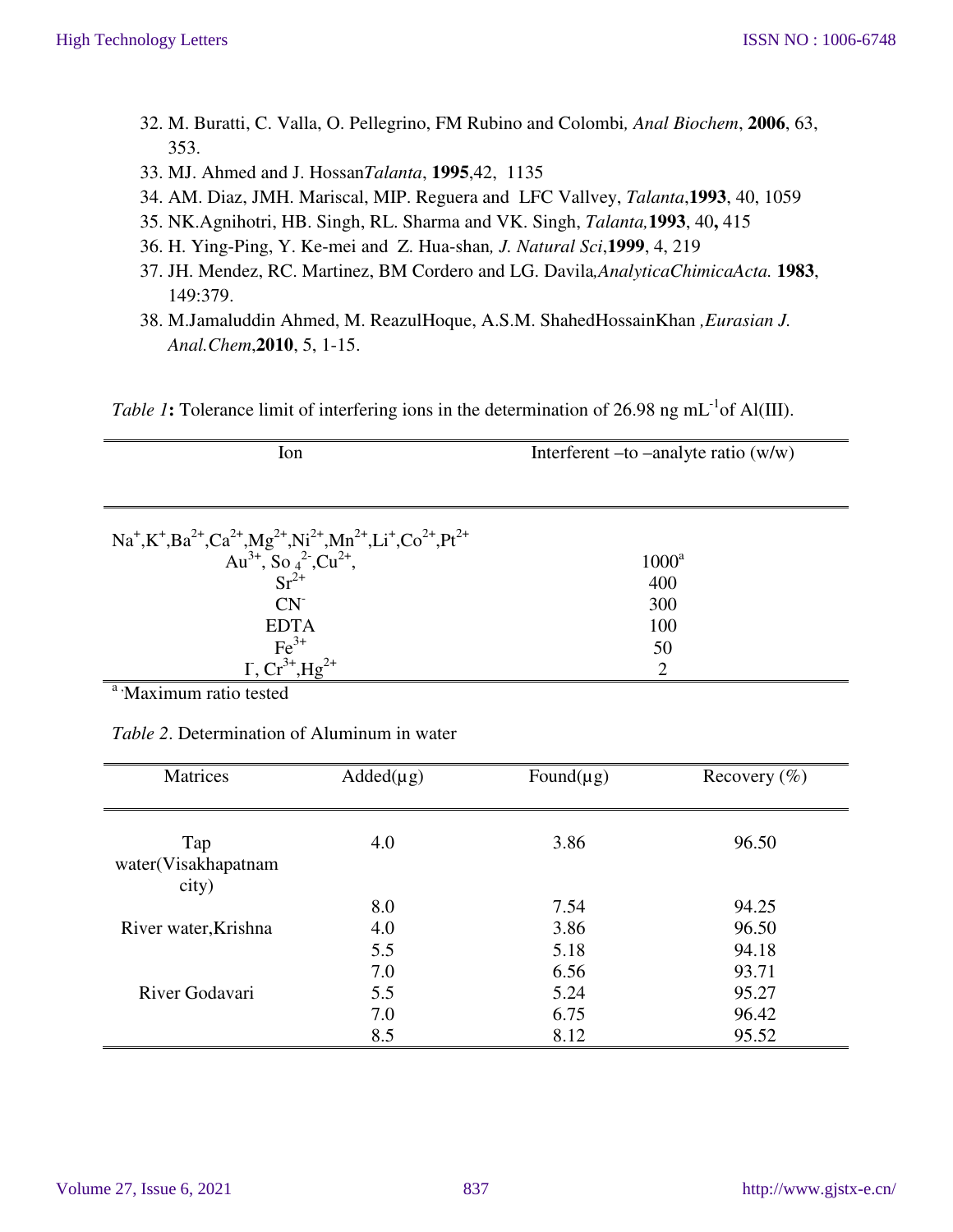32. M. Buratti, C. Valla, O. Pellegrino, FM Rubino and Colombi, *Anal Biochem*, **2006**, 63, 353.
33. MJ. Ahmed and J. Hossan*Talanta*, **1995**,42, 1135
34. AM. Diaz, JMH. Mariscal, MIP. Reguera and LFC Vallvey, *Talanta*,**1993**, 40, 1059
35. NK.Agnihotri, HB. Singh, RL. Sharma and VK. Singh, *Talanta,***1993**, 40**,** 415
36. H. Ying-Ping, Y. Ke-mei and Z. Hua-shan*, J. Natural Sci*,**1999**, 4, 219
37. JH. Mendez, RC. Martinez, BM Cordero and LG. Davila*,AnalyticaChimicaActa.* **1983**, 149:379.
38. M.Jamaluddin Ahmed, M. ReazulHoque, A.S.M. ShahedHossainKhan *,Eurasian J. Anal.Chem*,**2010**, 5, 1-15.

*Table 1***:** Tolerance limit of interfering ions in the determination of 26.98 ng $mL^{-1}$of Al(III).

| Ion | Interferent –to –analyte ratio (w/w) |
|---|---|
| $Na^{+}$,$K^{+}$,$Ba^{2+}$,$Ca^{2+}$,$Mg^{2+}$,$Ni^{2+}$,$Mn^{2+}$,$Li^{+}$,$Co^{2+}$,$Pt^{2+}$ $Au^{3+}$, $So_4^{2-}$,$Cu^{2+}$, | 1000[a] |
| $Sr^{2+}$ | 400 |
| $CN^{-}$ | 300 |
| EDTA | 100 |
| $Fe^{3+}$ | 50 |
| $I^{-}$, $Cr^{3+}$,$Hg^{2+}$ | 2 |

[a] Maximum ratio tested

*Table 2*. Determination of Aluminum in water

| Matrices | Added(µg) | Found(µg) | Recovery (%) |
|---|---|---|---|
| Tap water(Visakhapatnam city) | 4.0 | 3.86 | 96.50 |
| | 8.0 | 7.54 | 94.25 |
| River water,Krishna | 4.0 | 3.86 | 96.50 |
| | 5.5 | 5.18 | 94.18 |
| | 7.0 | 6.56 | 93.71 |
| River Godavari | 5.5 | 5.24 | 95.27 |
| | 7.0 | 6.75 | 96.42 |
| | 8.5 | 8.12 | 95.52 |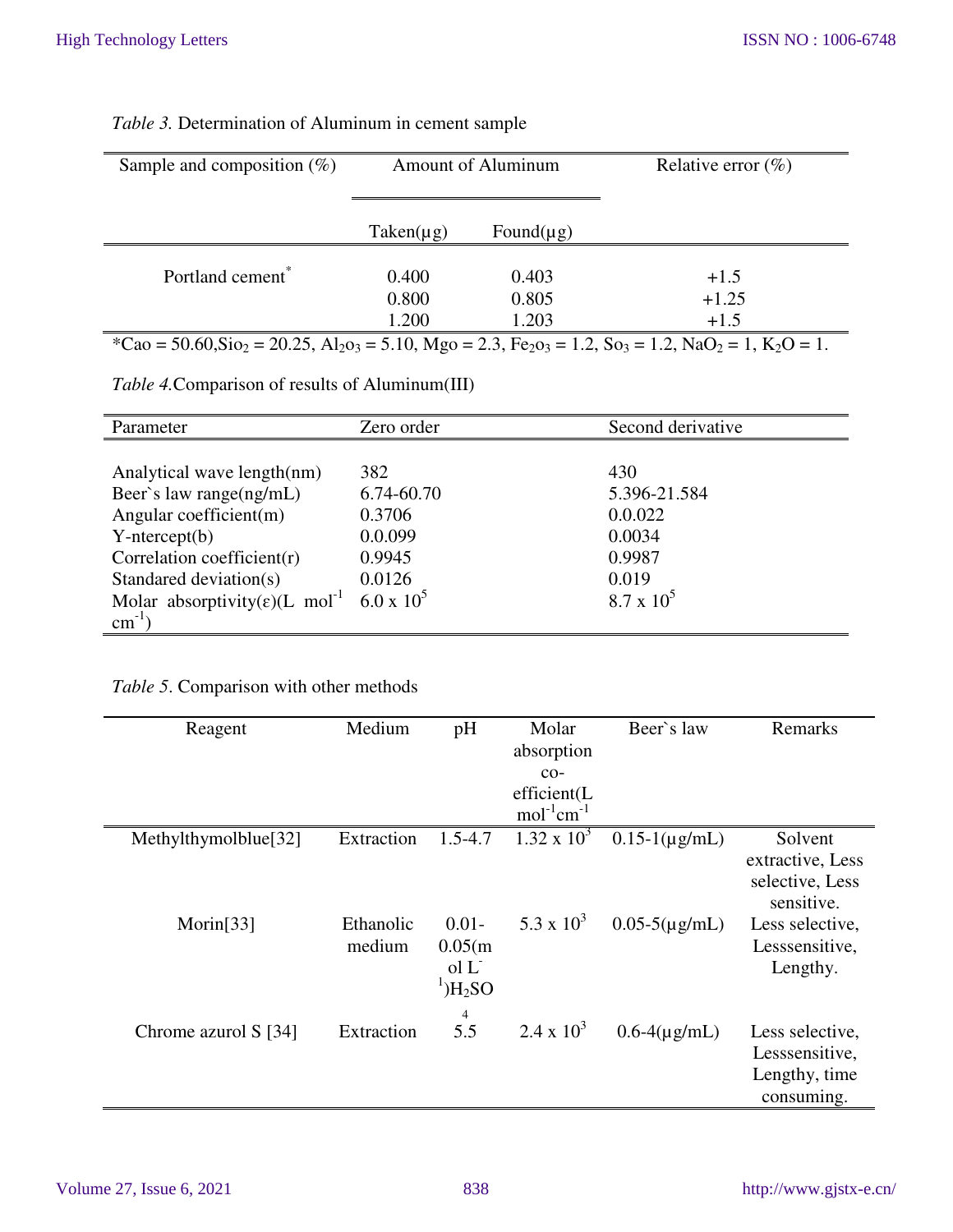*Table 3.* Determination of Aluminum in cement sample

| Sample and composition (%) | Amount of Aluminum | | Relative error (%) |
|---|---|---|---|
| | Taken(µg) | Found(µg) | |
| Portland cement* | 0.400 | 0.403 | +1.5 |
| | 0.800 | 0.805 | +1.25 |
| | 1.200 | 1.203 | +1.5 |

*Cao = 50.60,$Sio_2$ = 20.25, $Al_2o_3$ = 5.10, Mgo = 2.3, $Fe_2o_3$ = 1.2, $So_3$ = 1.2, $NaO_2$ = 1, $K_2O$ = 1.

*Table 4.*Comparison of results of Aluminum(III)

| Parameter | Zero order | Second derivative |
|---|---|---|
| Analytical wave length(nm) | 382 | 430 |
| Beer`s law range(ng/mL) | 6.74-60.70 | 5.396-21.584 |
| Angular coefficient(m) | 0.3706 | 0.0.022 |
| Y-ntercept(b) | 0.0.099 | 0.0034 |
| Correlation coefficient(r) | 0.9945 | 0.9987 |
| Standared deviation(s) | 0.0126 | 0.019 |
| Molar absorptivity(ε)(L $mol^{-1}$ $cm^{-1}$) | $6.0 \times 10^5$ | $8.7 \times 10^5$ |

*Table 5*. Comparison with other methods

| Reagent | Medium | pH | Molar absorption co-efficient(L $mol^{-1}cm^{-1}$ | Beer`s law | Remarks |
|---|---|---|---|---|---|
| Methylthymolblue[32] | Extraction | 1.5-4.7 | $1.32 \times 10^3$ | 0.15-1(µg/mL) | Solvent extractive, Less selective, Less sensitive. |
| Morin[33] | Ethanolic medium | 0.01-0.05(mol $L^{-1}$)$H_2SO_4$ | $5.3 \times 10^3$ | 0.05-5(µg/mL) | Less selective, Lesssensitive, Lengthy. |
| Chrome azurol S [34] | Extraction | 5.5 | $2.4 \times 10^3$ | 0.6-4(µg/mL) | Less selective, Lesssensitive, Lengthy, time consuming. |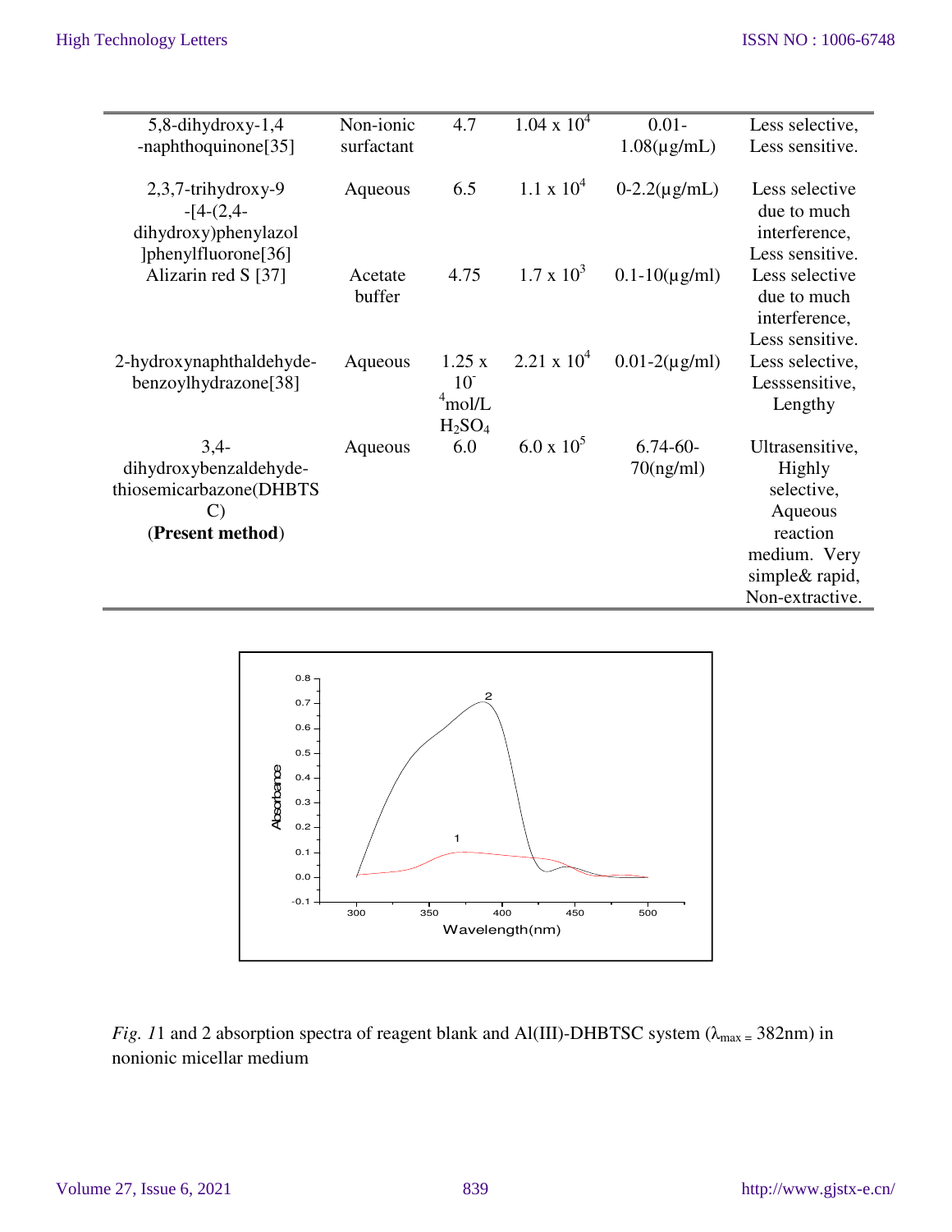| | | | | | |
|---|---|---|---|---|---|
| 5,8-dihydroxy-1,4 -naphthoquinone[35] | Non-ionic surfactant | 4.7 | $1.04 \times 10^4$ | 0.01-1.08(μg/mL) | Less selective, Less sensitive. |
| 2,3,7-trihydroxy-9 -[4-(2,4-dihydroxy)phenylazol ]phenylfluorone[36] | Aqueous | 6.5 | $1.1 \times 10^4$ | 0-2.2(μg/mL) | Less selective due to much interference, Less sensitive. |
| Alizarin red S [37] | Acetate buffer | 4.75 | $1.7 \times 10^3$ | 0.1-10(μg/ml) | Less selective due to much interference, Less sensitive. |
| 2-hydroxynaphthaldehyde-benzoylhydrazone[38] | Aqueous | $1.25 \times 10^{-4}$ mol/L $H_2SO_4$ | $2.21 \times 10^4$ | 0.01-2(μg/ml) | Less selective, Lesssensitive, Lengthy |
| 3,4-dihydroxybenzaldehyde-thiosemicarbazone(DHBTSC) (**Present method**) | Aqueous | 6.0 | $6.0 \times 10^5$ | 6.74-60-70(ng/ml) | Ultrasensitive, Highly selective, Aqueous reaction medium. Very simple& rapid, Non-extractive. |

*Fig. 1*1 and 2 absorption spectra of reagent blank and Al(III)-DHBTSC system ($\lambda_{max} = 382$nm) in nonionic micellar medium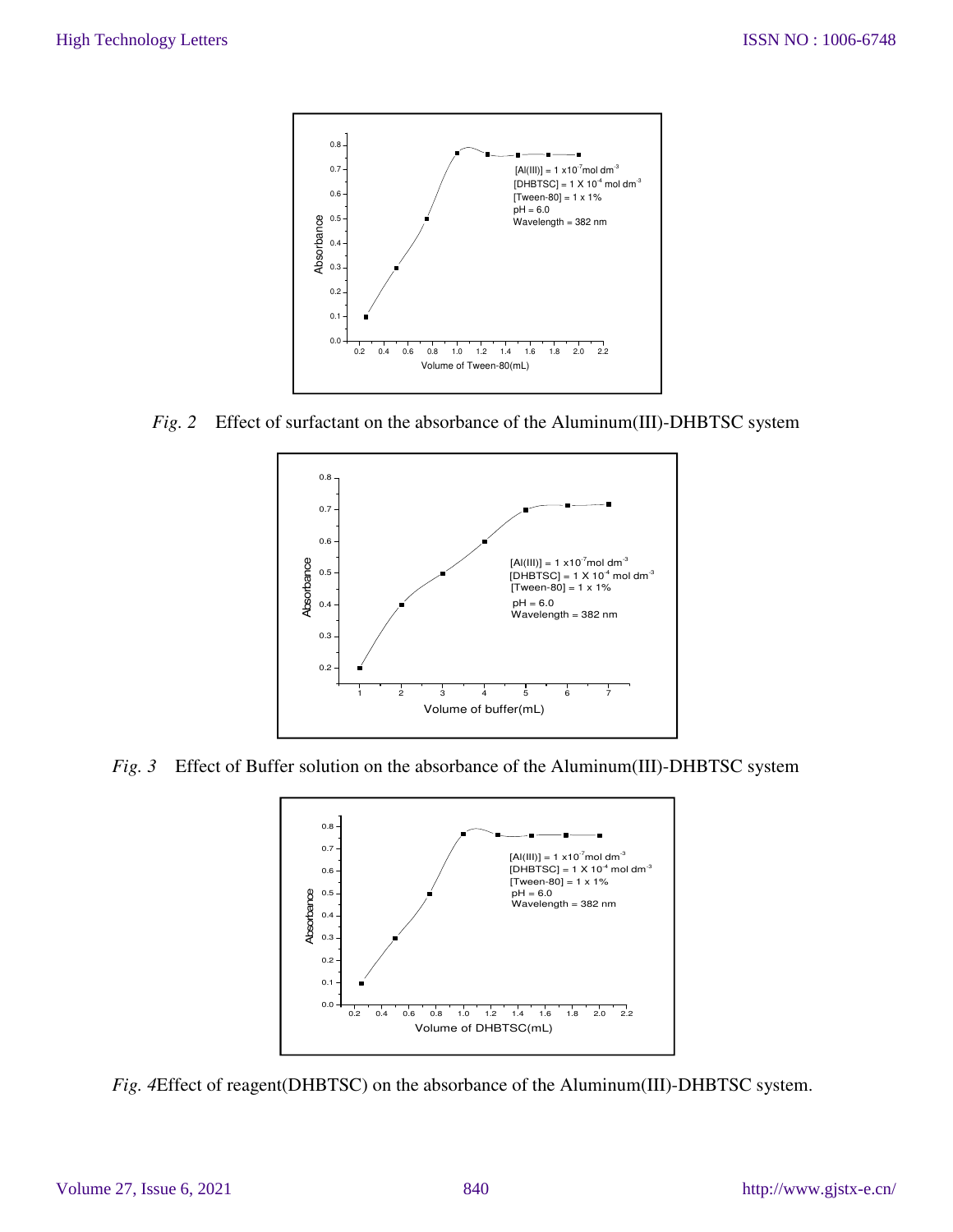*Fig. 2* Effect of surfactant on the absorbance of the Aluminum(III)-DHBTSC system

*Fig. 3* Effect of Buffer solution on the absorbance of the Aluminum(III)-DHBTSC system

*Fig. 4*Effect of reagent(DHBTSC) on the absorbance of the Aluminum(III)-DHBTSC system.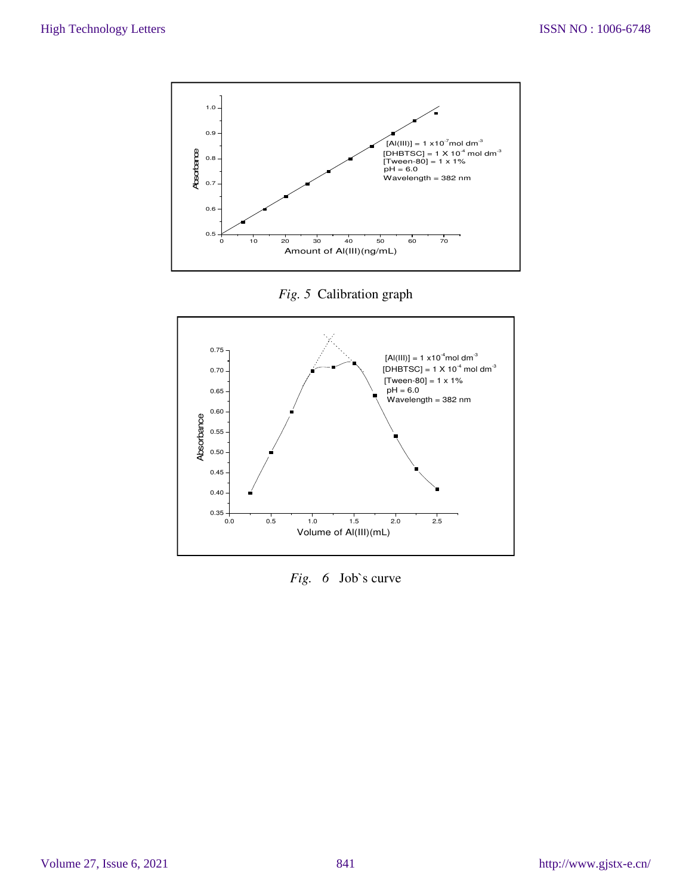*Fig. 5* Calibration graph

*Fig. 6* Job`s curve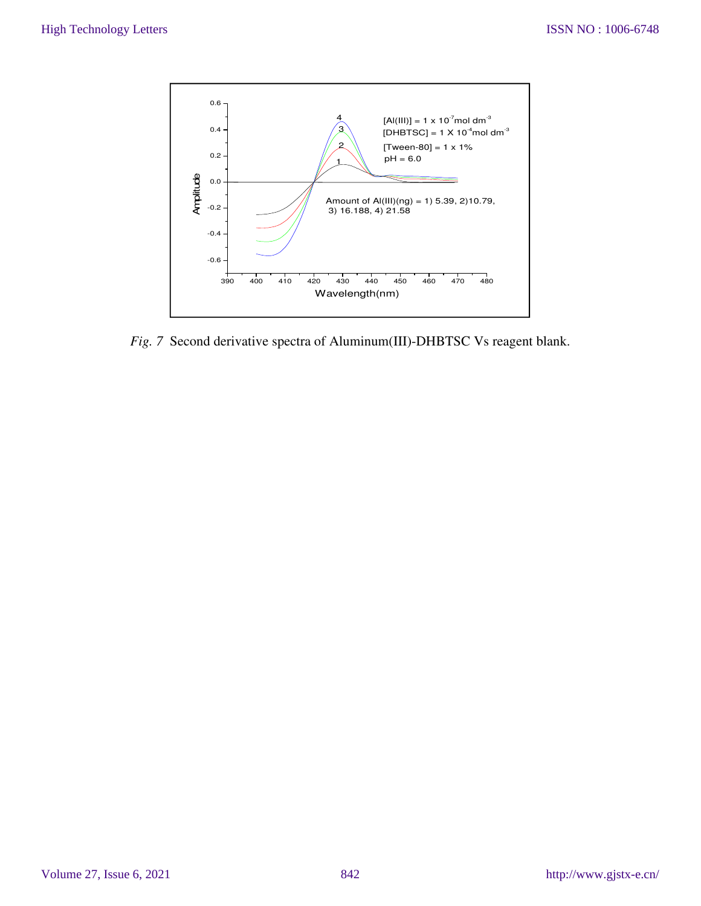0.6

0.4

0.2

0.0

-0.2

-0.4

-0.6

Amplitude

390 400 410 420 430 440 450 460 470 480

Wavelength(nm)

4

3

2

1

[Al(III)] = 1 x $10^{-7}$mol $dm^{-3}$

[DHBTSC] = 1 X $10^{-4}$mol $dm^{-3}$

[Tween-80] = 1 x 1%

pH = 6.0

Amount of Al(III)(ng) = 1) 5.39, 2)10.79, 3) 16.188, 4) 21.58

*Fig. 7* Second derivative spectra of Aluminum(III)-DHBTSC Vs reagent blank.